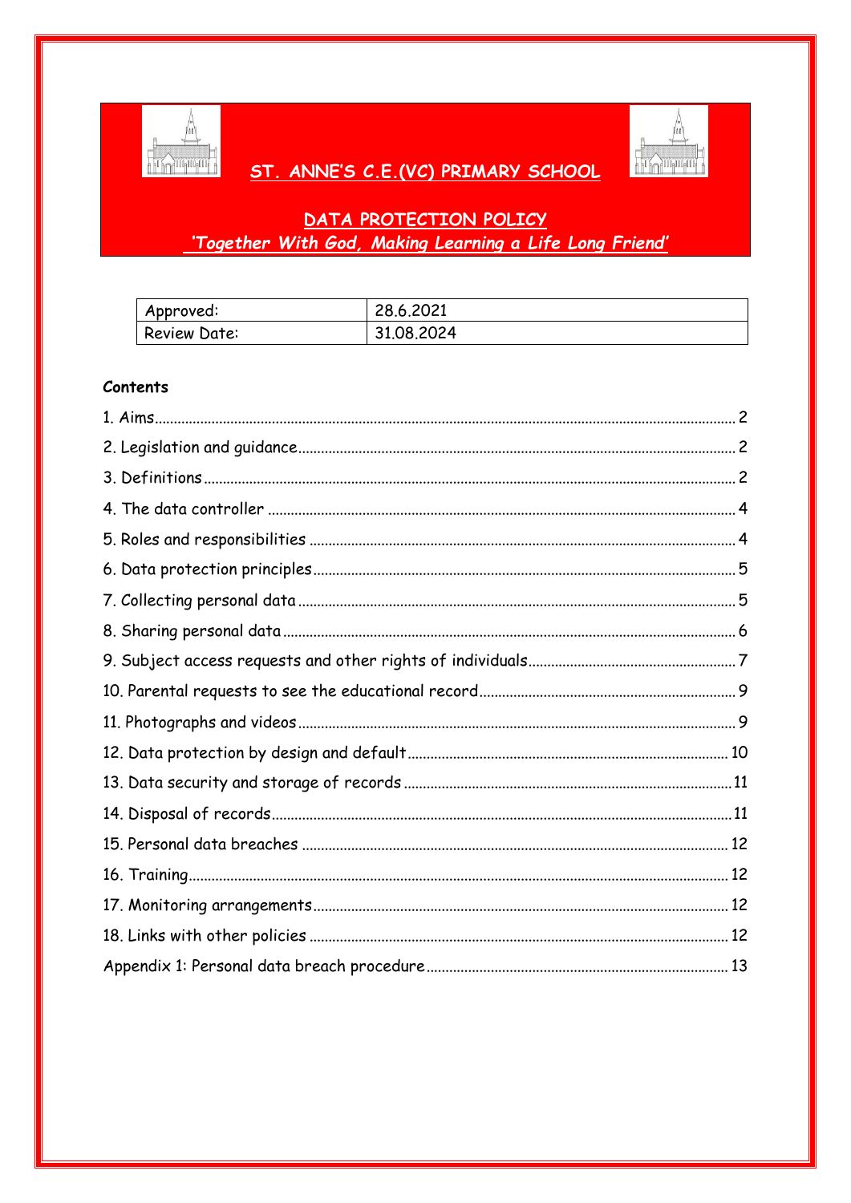# ST. ANNE'S C.E.(VC) PRIMARY SCHOOL

## DATA PROTECTION POLICY

*'Together With God, Making Learning a Life Long Friend'*

| Approved: | 28.6.2021 |
|---|---|
| Review Date: | 31.08.2024 |

**Contents**

1. Aims ........ 2
2. Legislation and guidance ........ 2
3. Definitions ........ 2
4. The data controller ........ 4
5. Roles and responsibilities ........ 4
6. Data protection principles ........ 5
7. Collecting personal data ........ 5
8. Sharing personal data ........ 6
9. Subject access requests and other rights of individuals ........ 7
10. Parental requests to see the educational record ........ 9
11. Photographs and videos ........ 9
12. Data protection by design and default ........ 10
13. Data security and storage of records ........ 11
14. Disposal of records ........ 11
15. Personal data breaches ........ 12
16. Training ........ 12
17. Monitoring arrangements ........ 12
18. Links with other policies ........ 12

Appendix 1: Personal data breach procedure ........ 13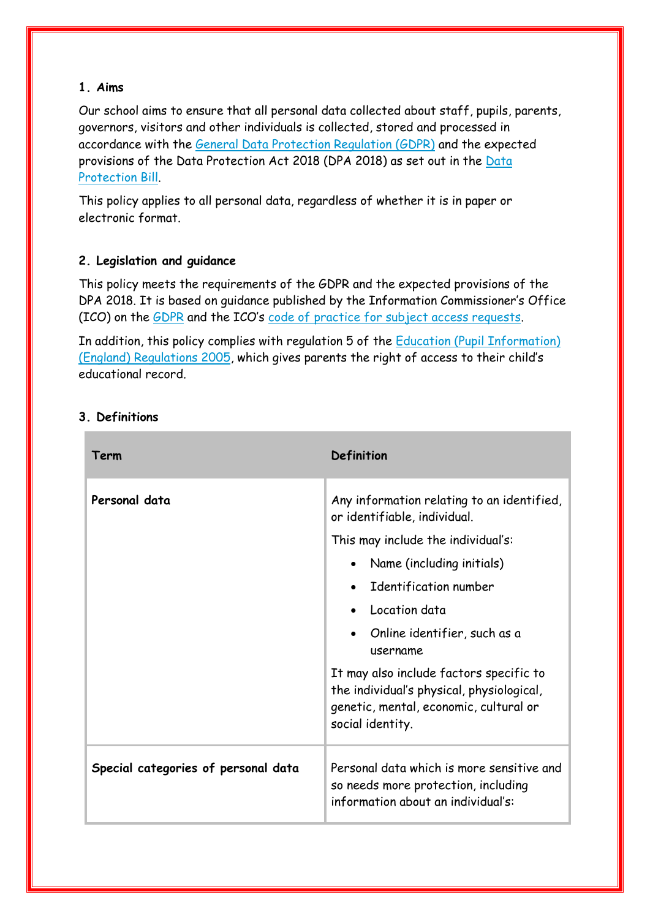## 1. Aims

Our school aims to ensure that all personal data collected about staff, pupils, parents, governors, visitors and other individuals is collected, stored and processed in accordance with the General Data Protection Regulation (GDPR) and the expected provisions of the Data Protection Act 2018 (DPA 2018) as set out in the Data Protection Bill.

This policy applies to all personal data, regardless of whether it is in paper or electronic format.

## 2. Legislation and guidance

This policy meets the requirements of the GDPR and the expected provisions of the DPA 2018. It is based on guidance published by the Information Commissioner's Office (ICO) on the GDPR and the ICO's code of practice for subject access requests.

In addition, this policy complies with regulation 5 of the Education (Pupil Information) (England) Regulations 2005, which gives parents the right of access to their child's educational record.

## 3. Definitions

| Term | Definition |
|---|---|
| **Personal data** | Any information relating to an identified, or identifiable, individual.<br>This may include the individual's:<br>• Name (including initials)<br>• Identification number<br>• Location data<br>• Online identifier, such as a username<br>It may also include factors specific to the individual's physical, physiological, genetic, mental, economic, cultural or social identity. |
| **Special categories of personal data** | Personal data which is more sensitive and so needs more protection, including information about an individual's: |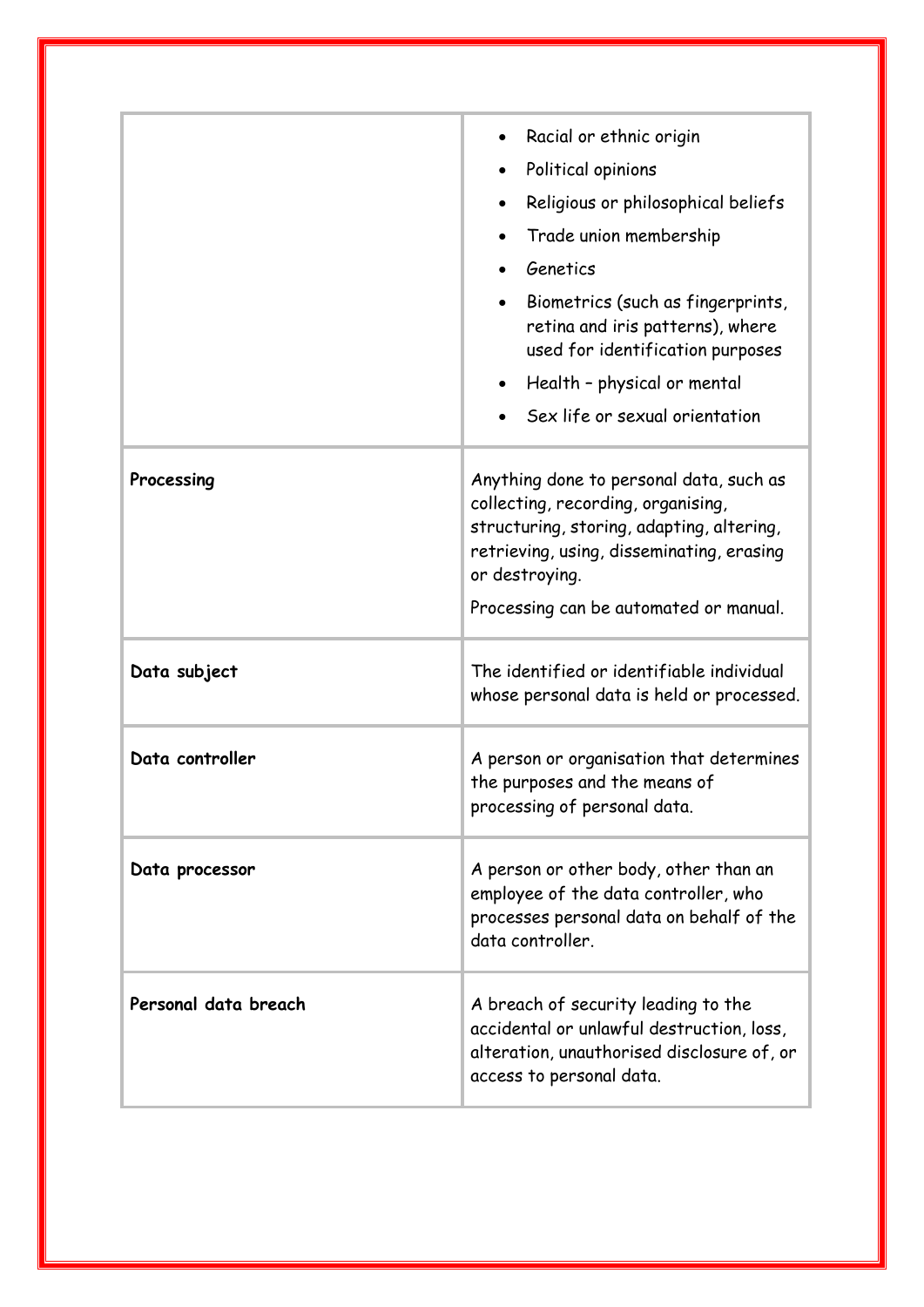| | |
|---|---|
| | • Racial or ethnic origin<br>• Political opinions<br>• Religious or philosophical beliefs<br>• Trade union membership<br>• Genetics<br>• Biometrics (such as fingerprints, retina and iris patterns), where used for identification purposes<br>• Health – physical or mental<br>• Sex life or sexual orientation |
| **Processing** | Anything done to personal data, such as collecting, recording, organising, structuring, storing, adapting, altering, retrieving, using, disseminating, erasing or destroying.<br>Processing can be automated or manual. |
| **Data subject** | The identified or identifiable individual whose personal data is held or processed. |
| **Data controller** | A person or organisation that determines the purposes and the means of processing of personal data. |
| **Data processor** | A person or other body, other than an employee of the data controller, who processes personal data on behalf of the data controller. |
| **Personal data breach** | A breach of security leading to the accidental or unlawful destruction, loss, alteration, unauthorised disclosure of, or access to personal data. |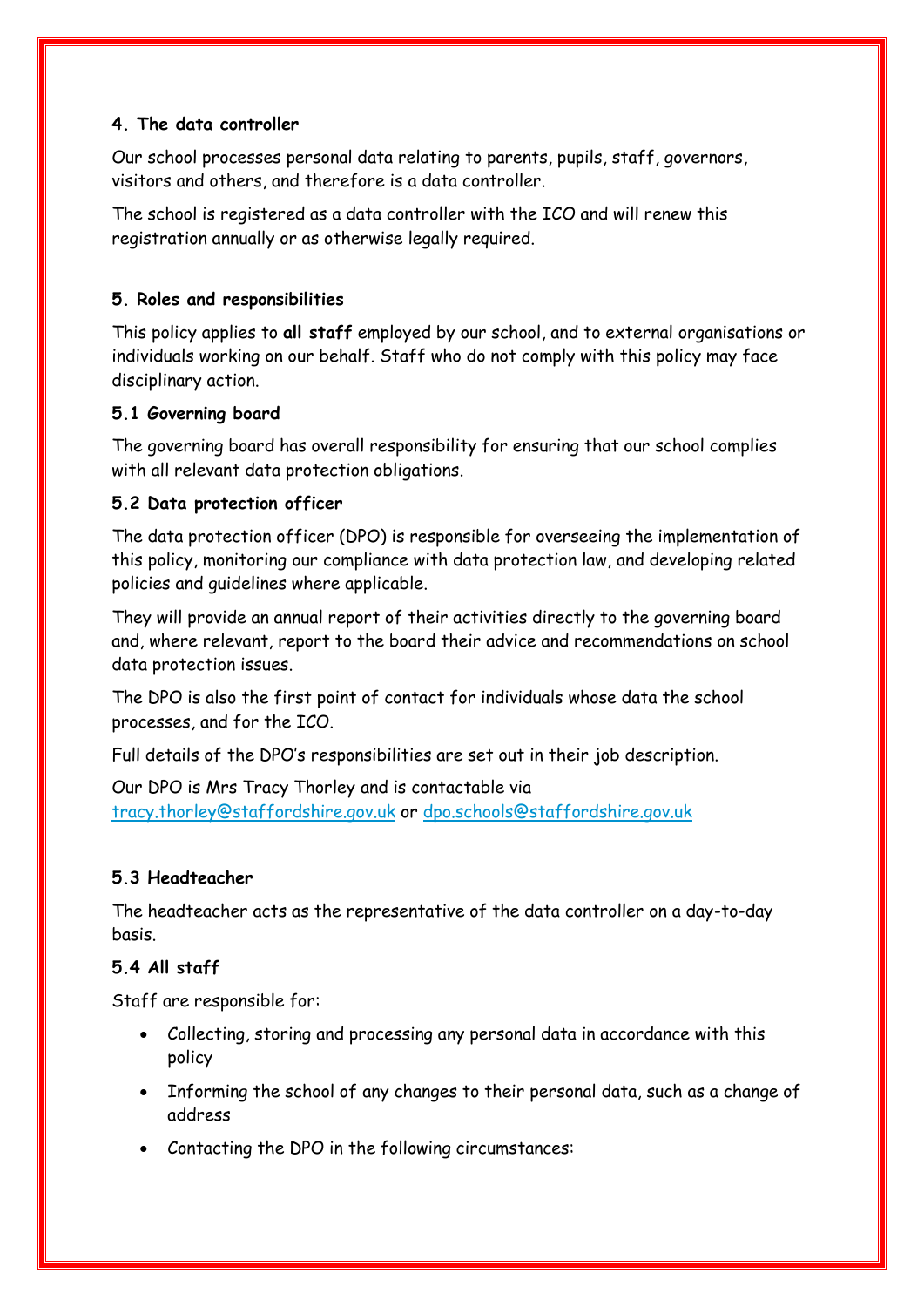### 4. The data controller

Our school processes personal data relating to parents, pupils, staff, governors, visitors and others, and therefore is a data controller.

The school is registered as a data controller with the ICO and will renew this registration annually or as otherwise legally required.

### 5. Roles and responsibilities

This policy applies to **all staff** employed by our school, and to external organisations or individuals working on our behalf. Staff who do not comply with this policy may face disciplinary action.

#### 5.1 Governing board

The governing board has overall responsibility for ensuring that our school complies with all relevant data protection obligations.

#### 5.2 Data protection officer

The data protection officer (DPO) is responsible for overseeing the implementation of this policy, monitoring our compliance with data protection law, and developing related policies and guidelines where applicable.

They will provide an annual report of their activities directly to the governing board and, where relevant, report to the board their advice and recommendations on school data protection issues.

The DPO is also the first point of contact for individuals whose data the school processes, and for the ICO.

Full details of the DPO's responsibilities are set out in their job description.

Our DPO is Mrs Tracy Thorley and is contactable via tracy.thorley@staffordshire.gov.uk or dpo.schools@staffordshire.gov.uk

#### 5.3 Headteacher

The headteacher acts as the representative of the data controller on a day-to-day basis.

#### 5.4 All staff

Staff are responsible for:

- Collecting, storing and processing any personal data in accordance with this policy
- Informing the school of any changes to their personal data, such as a change of address
- Contacting the DPO in the following circumstances: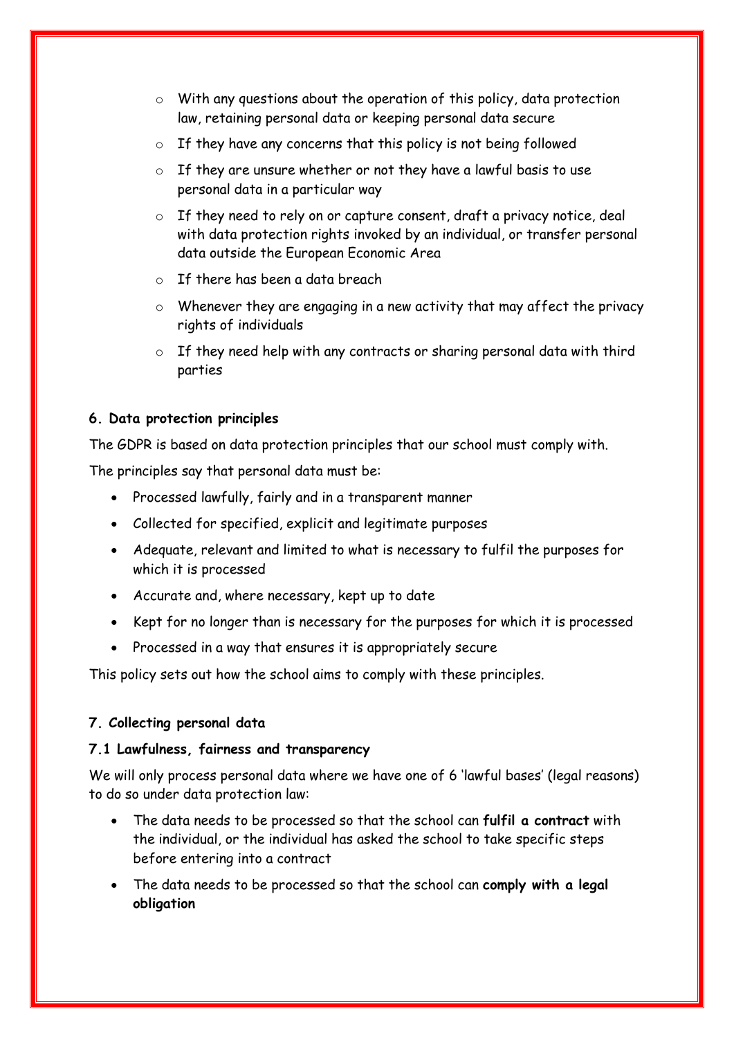- With any questions about the operation of this policy, data protection law, retaining personal data or keeping personal data secure
- If they have any concerns that this policy is not being followed
- If they are unsure whether or not they have a lawful basis to use personal data in a particular way
- If they need to rely on or capture consent, draft a privacy notice, deal with data protection rights invoked by an individual, or transfer personal data outside the European Economic Area
- If there has been a data breach
- Whenever they are engaging in a new activity that may affect the privacy rights of individuals
- If they need help with any contracts or sharing personal data with third parties

**6. Data protection principles**

The GDPR is based on data protection principles that our school must comply with.

The principles say that personal data must be:

- Processed lawfully, fairly and in a transparent manner
- Collected for specified, explicit and legitimate purposes
- Adequate, relevant and limited to what is necessary to fulfil the purposes for which it is processed
- Accurate and, where necessary, kept up to date
- Kept for no longer than is necessary for the purposes for which it is processed
- Processed in a way that ensures it is appropriately secure

This policy sets out how the school aims to comply with these principles.

**7. Collecting personal data**

**7.1 Lawfulness, fairness and transparency**

We will only process personal data where we have one of 6 'lawful bases' (legal reasons) to do so under data protection law:

- The data needs to be processed so that the school can **fulfil a contract** with the individual, or the individual has asked the school to take specific steps before entering into a contract
- The data needs to be processed so that the school can **comply with a legal obligation**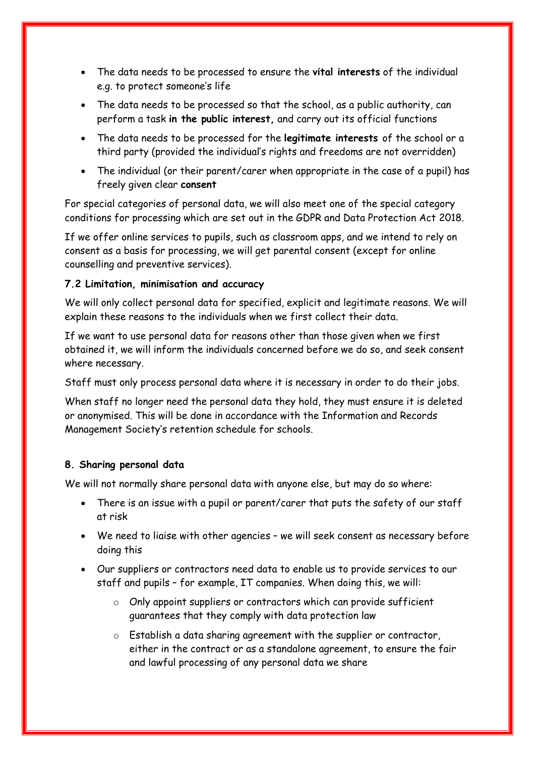- The data needs to be processed to ensure the **vital interests** of the individual e.g. to protect someone's life
- The data needs to be processed so that the school, as a public authority, can perform a task **in the public interest,** and carry out its official functions
- The data needs to be processed for the **legitimate interests** of the school or a third party (provided the individual's rights and freedoms are not overridden)
- The individual (or their parent/carer when appropriate in the case of a pupil) has freely given clear **consent**

For special categories of personal data, we will also meet one of the special category conditions for processing which are set out in the GDPR and Data Protection Act 2018.

If we offer online services to pupils, such as classroom apps, and we intend to rely on consent as a basis for processing, we will get parental consent (except for online counselling and preventive services).

### 7.2 Limitation, minimisation and accuracy

We will only collect personal data for specified, explicit and legitimate reasons. We will explain these reasons to the individuals when we first collect their data.

If we want to use personal data for reasons other than those given when we first obtained it, we will inform the individuals concerned before we do so, and seek consent where necessary.

Staff must only process personal data where it is necessary in order to do their jobs.

When staff no longer need the personal data they hold, they must ensure it is deleted or anonymised. This will be done in accordance with the Information and Records Management Society's retention schedule for schools.

## 8. Sharing personal data

We will not normally share personal data with anyone else, but may do so where:

- There is an issue with a pupil or parent/carer that puts the safety of our staff at risk
- We need to liaise with other agencies – we will seek consent as necessary before doing this
- Our suppliers or contractors need data to enable us to provide services to our staff and pupils – for example, IT companies. When doing this, we will:
  - Only appoint suppliers or contractors which can provide sufficient guarantees that they comply with data protection law
  - Establish a data sharing agreement with the supplier or contractor, either in the contract or as a standalone agreement, to ensure the fair and lawful processing of any personal data we share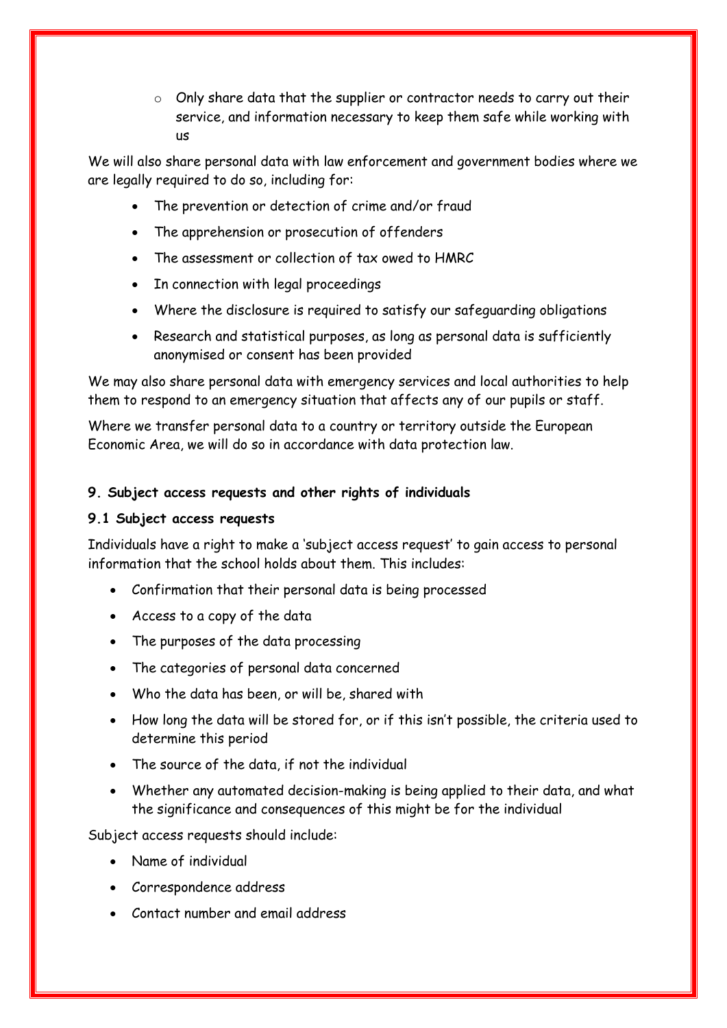- Only share data that the supplier or contractor needs to carry out their service, and information necessary to keep them safe while working with us

We will also share personal data with law enforcement and government bodies where we are legally required to do so, including for:

- The prevention or detection of crime and/or fraud
- The apprehension or prosecution of offenders
- The assessment or collection of tax owed to HMRC
- In connection with legal proceedings
- Where the disclosure is required to satisfy our safeguarding obligations
- Research and statistical purposes, as long as personal data is sufficiently anonymised or consent has been provided

We may also share personal data with emergency services and local authorities to help them to respond to an emergency situation that affects any of our pupils or staff.

Where we transfer personal data to a country or territory outside the European Economic Area, we will do so in accordance with data protection law.

**9. Subject access requests and other rights of individuals**

**9.1 Subject access requests**

Individuals have a right to make a 'subject access request' to gain access to personal information that the school holds about them. This includes:

- Confirmation that their personal data is being processed
- Access to a copy of the data
- The purposes of the data processing
- The categories of personal data concerned
- Who the data has been, or will be, shared with
- How long the data will be stored for, or if this isn't possible, the criteria used to determine this period
- The source of the data, if not the individual
- Whether any automated decision-making is being applied to their data, and what the significance and consequences of this might be for the individual

Subject access requests should include:

- Name of individual
- Correspondence address
- Contact number and email address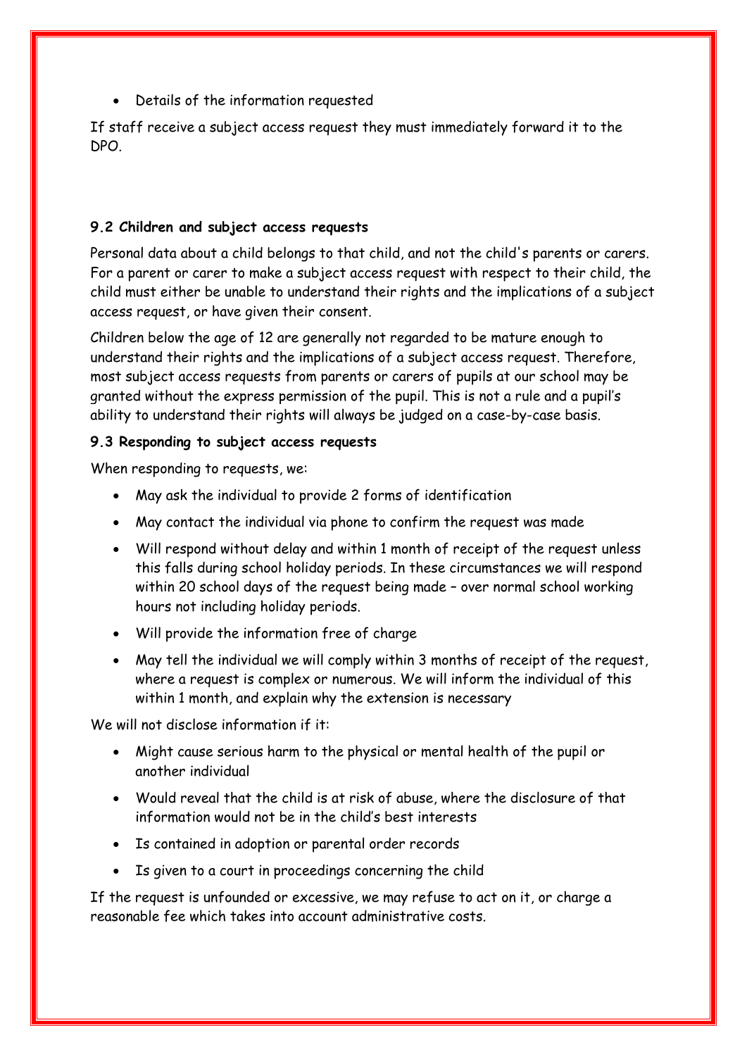- Details of the information requested

If staff receive a subject access request they must immediately forward it to the DPO.

**9.2 Children and subject access requests**

Personal data about a child belongs to that child, and not the child's parents or carers. For a parent or carer to make a subject access request with respect to their child, the child must either be unable to understand their rights and the implications of a subject access request, or have given their consent.

Children below the age of 12 are generally not regarded to be mature enough to understand their rights and the implications of a subject access request. Therefore, most subject access requests from parents or carers of pupils at our school may be granted without the express permission of the pupil. This is not a rule and a pupil's ability to understand their rights will always be judged on a case-by-case basis.

**9.3 Responding to subject access requests**

When responding to requests, we:

- May ask the individual to provide 2 forms of identification
- May contact the individual via phone to confirm the request was made
- Will respond without delay and within 1 month of receipt of the request unless this falls during school holiday periods. In these circumstances we will respond within 20 school days of the request being made – over normal school working hours not including holiday periods.
- Will provide the information free of charge
- May tell the individual we will comply within 3 months of receipt of the request, where a request is complex or numerous. We will inform the individual of this within 1 month, and explain why the extension is necessary

We will not disclose information if it:

- Might cause serious harm to the physical or mental health of the pupil or another individual
- Would reveal that the child is at risk of abuse, where the disclosure of that information would not be in the child's best interests
- Is contained in adoption or parental order records
- Is given to a court in proceedings concerning the child

If the request is unfounded or excessive, we may refuse to act on it, or charge a reasonable fee which takes into account administrative costs.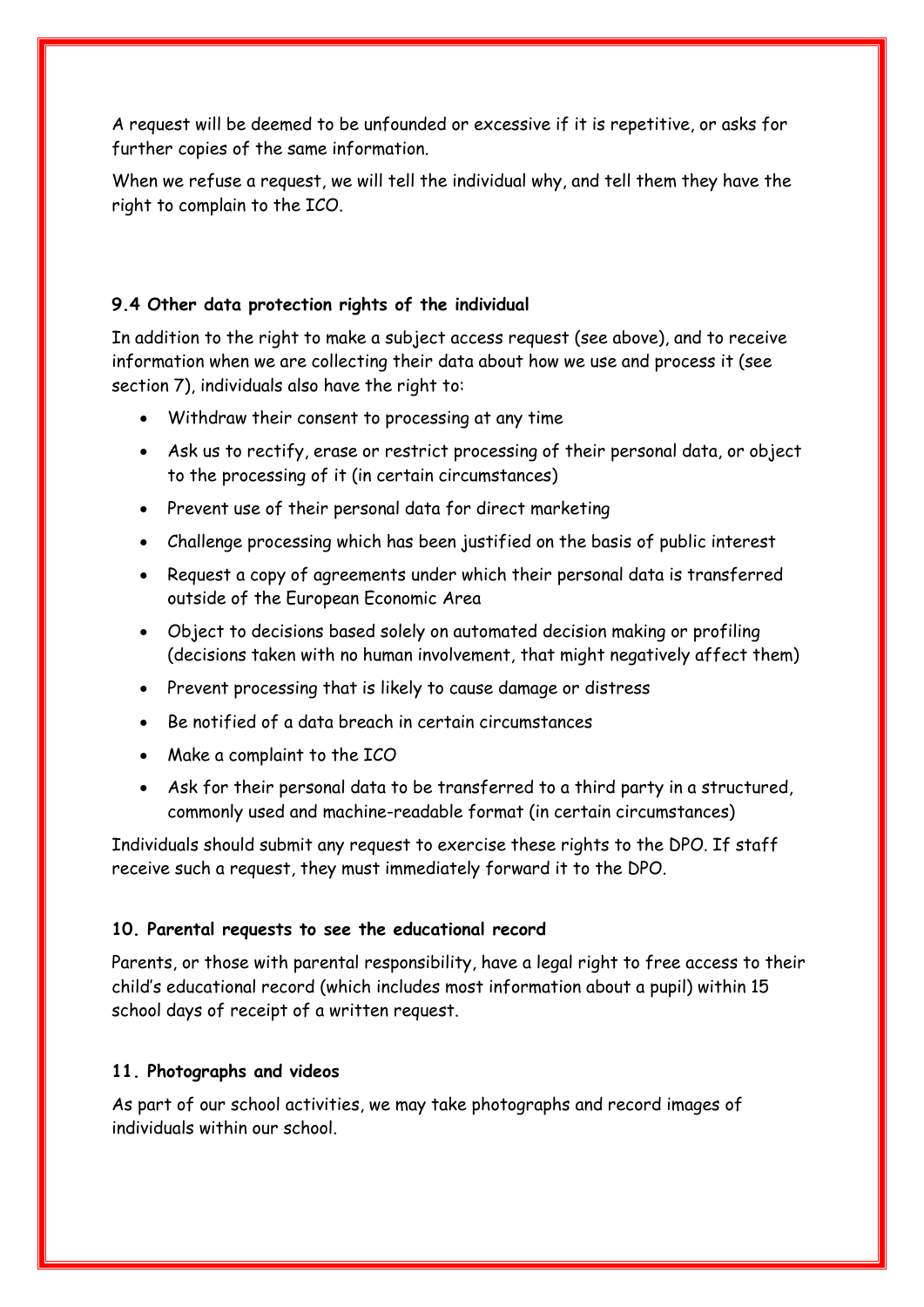A request will be deemed to be unfounded or excessive if it is repetitive, or asks for further copies of the same information.

When we refuse a request, we will tell the individual why, and tell them they have the right to complain to the ICO.

### 9.4 Other data protection rights of the individual

In addition to the right to make a subject access request (see above), and to receive information when we are collecting their data about how we use and process it (see section 7), individuals also have the right to:

- Withdraw their consent to processing at any time
- Ask us to rectify, erase or restrict processing of their personal data, or object to the processing of it (in certain circumstances)
- Prevent use of their personal data for direct marketing
- Challenge processing which has been justified on the basis of public interest
- Request a copy of agreements under which their personal data is transferred outside of the European Economic Area
- Object to decisions based solely on automated decision making or profiling (decisions taken with no human involvement, that might negatively affect them)
- Prevent processing that is likely to cause damage or distress
- Be notified of a data breach in certain circumstances
- Make a complaint to the ICO
- Ask for their personal data to be transferred to a third party in a structured, commonly used and machine-readable format (in certain circumstances)

Individuals should submit any request to exercise these rights to the DPO. If staff receive such a request, they must immediately forward it to the DPO.

## 10. Parental requests to see the educational record

Parents, or those with parental responsibility, have a legal right to free access to their child's educational record (which includes most information about a pupil) within 15 school days of receipt of a written request.

## 11. Photographs and videos

As part of our school activities, we may take photographs and record images of individuals within our school.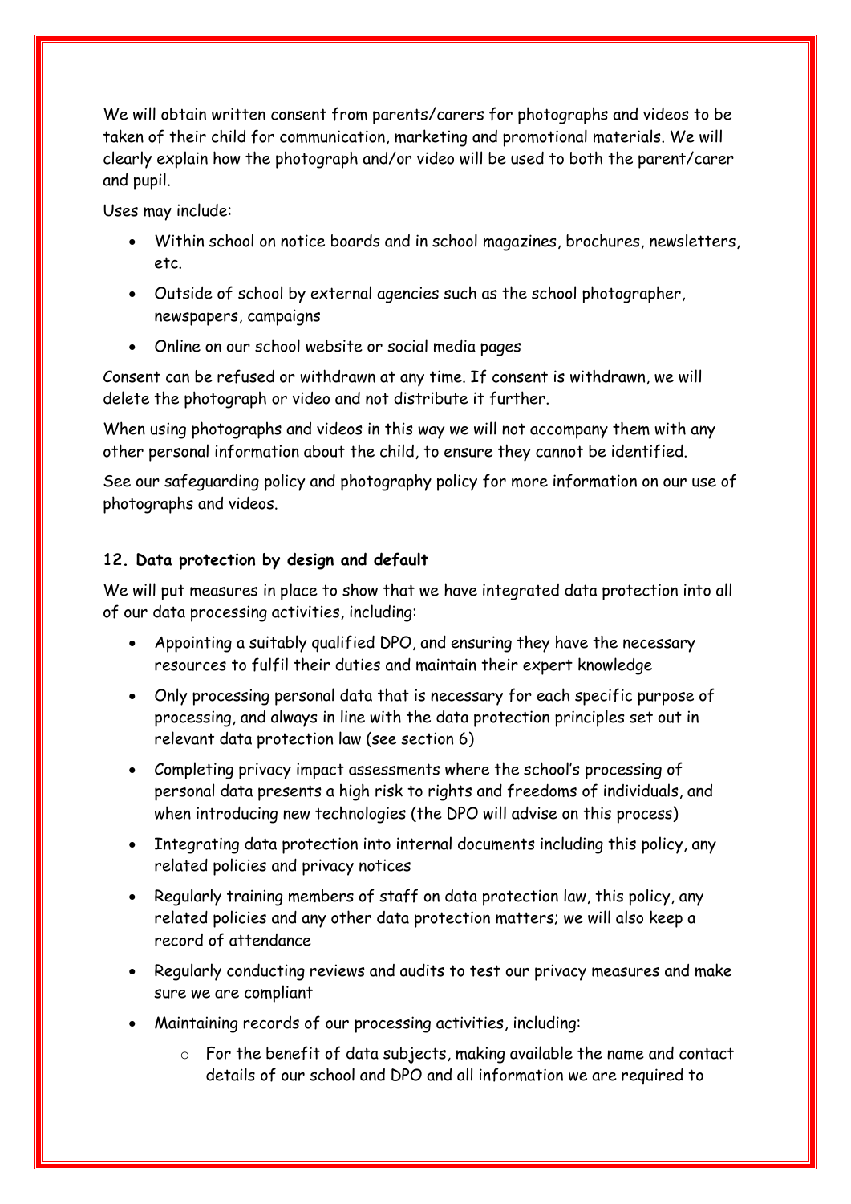We will obtain written consent from parents/carers for photographs and videos to be taken of their child for communication, marketing and promotional materials. We will clearly explain how the photograph and/or video will be used to both the parent/carer and pupil.

Uses may include:

- Within school on notice boards and in school magazines, brochures, newsletters, etc.
- Outside of school by external agencies such as the school photographer, newspapers, campaigns
- Online on our school website or social media pages

Consent can be refused or withdrawn at any time. If consent is withdrawn, we will delete the photograph or video and not distribute it further.

When using photographs and videos in this way we will not accompany them with any other personal information about the child, to ensure they cannot be identified.

See our safeguarding policy and photography policy for more information on our use of photographs and videos.

**12. Data protection by design and default**

We will put measures in place to show that we have integrated data protection into all of our data processing activities, including:

- Appointing a suitably qualified DPO, and ensuring they have the necessary resources to fulfil their duties and maintain their expert knowledge
- Only processing personal data that is necessary for each specific purpose of processing, and always in line with the data protection principles set out in relevant data protection law (see section 6)
- Completing privacy impact assessments where the school's processing of personal data presents a high risk to rights and freedoms of individuals, and when introducing new technologies (the DPO will advise on this process)
- Integrating data protection into internal documents including this policy, any related policies and privacy notices
- Regularly training members of staff on data protection law, this policy, any related policies and any other data protection matters; we will also keep a record of attendance
- Regularly conducting reviews and audits to test our privacy measures and make sure we are compliant
- Maintaining records of our processing activities, including:
    - For the benefit of data subjects, making available the name and contact details of our school and DPO and all information we are required to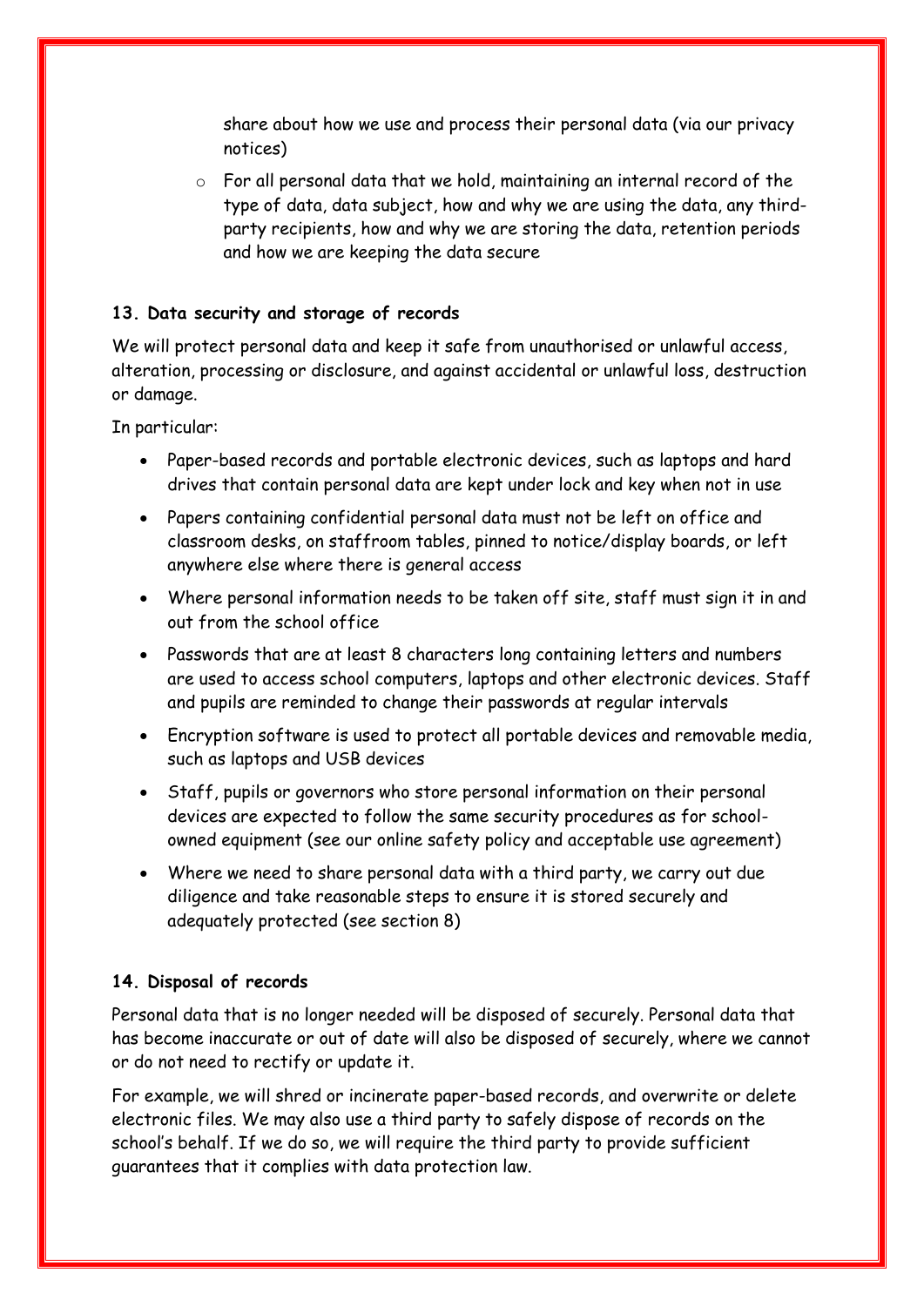share about how we use and process their personal data (via our privacy notices)

  - For all personal data that we hold, maintaining an internal record of the type of data, data subject, how and why we are using the data, any third-party recipients, how and why we are storing the data, retention periods and how we are keeping the data secure

### 13. Data security and storage of records

We will protect personal data and keep it safe from unauthorised or unlawful access, alteration, processing or disclosure, and against accidental or unlawful loss, destruction or damage.

In particular:

- Paper-based records and portable electronic devices, such as laptops and hard drives that contain personal data are kept under lock and key when not in use
- Papers containing confidential personal data must not be left on office and classroom desks, on staffroom tables, pinned to notice/display boards, or left anywhere else where there is general access
- Where personal information needs to be taken off site, staff must sign it in and out from the school office
- Passwords that are at least 8 characters long containing letters and numbers are used to access school computers, laptops and other electronic devices. Staff and pupils are reminded to change their passwords at regular intervals
- Encryption software is used to protect all portable devices and removable media, such as laptops and USB devices
- Staff, pupils or governors who store personal information on their personal devices are expected to follow the same security procedures as for school-owned equipment (see our online safety policy and acceptable use agreement)
- Where we need to share personal data with a third party, we carry out due diligence and take reasonable steps to ensure it is stored securely and adequately protected (see section 8)

### 14. Disposal of records

Personal data that is no longer needed will be disposed of securely. Personal data that has become inaccurate or out of date will also be disposed of securely, where we cannot or do not need to rectify or update it.

For example, we will shred or incinerate paper-based records, and overwrite or delete electronic files. We may also use a third party to safely dispose of records on the school's behalf. If we do so, we will require the third party to provide sufficient guarantees that it complies with data protection law.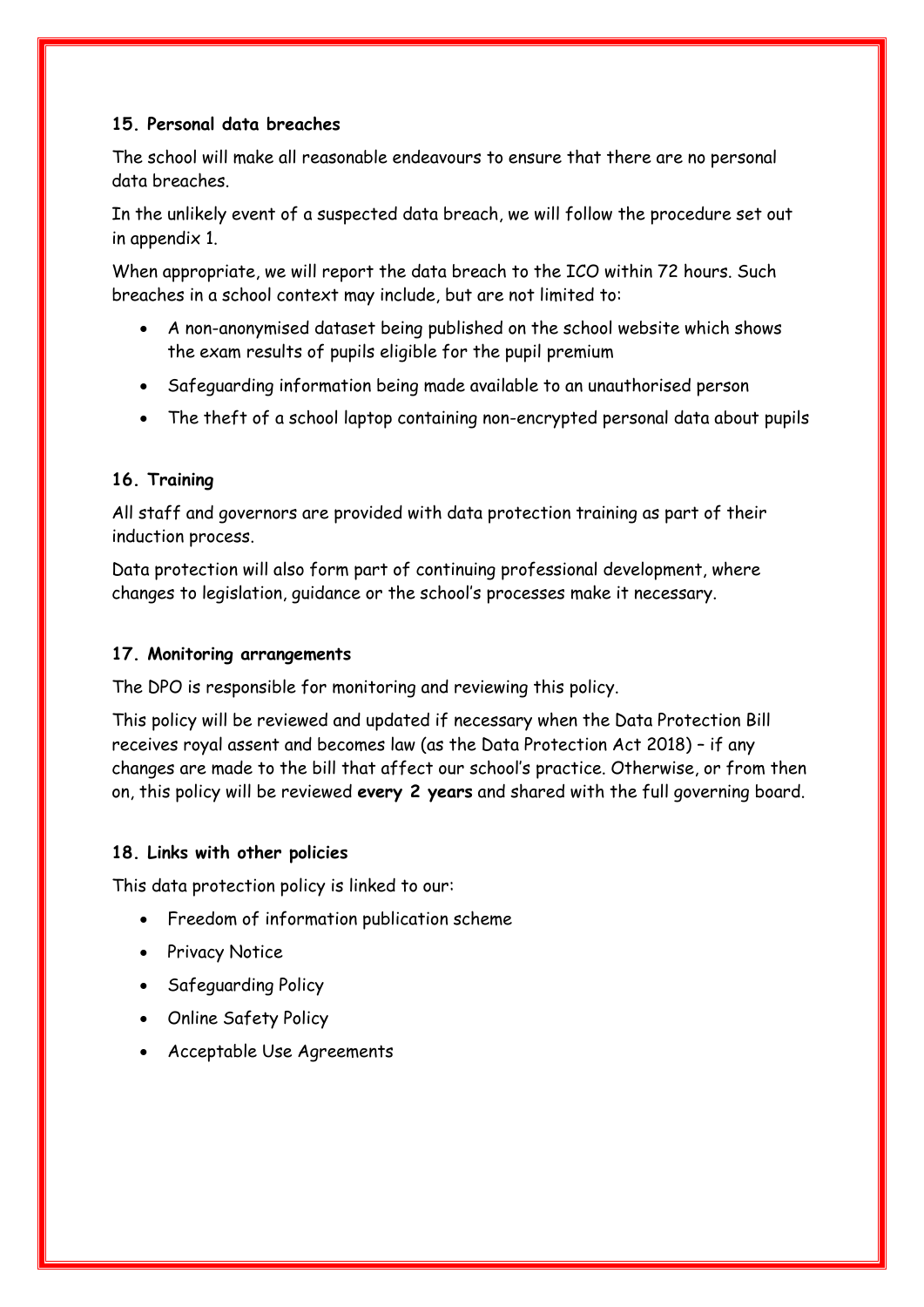### 15. Personal data breaches

The school will make all reasonable endeavours to ensure that there are no personal data breaches.

In the unlikely event of a suspected data breach, we will follow the procedure set out in appendix 1.

When appropriate, we will report the data breach to the ICO within 72 hours. Such breaches in a school context may include, but are not limited to:

- A non-anonymised dataset being published on the school website which shows the exam results of pupils eligible for the pupil premium
- Safeguarding information being made available to an unauthorised person
- The theft of a school laptop containing non-encrypted personal data about pupils

### 16. Training

All staff and governors are provided with data protection training as part of their induction process.

Data protection will also form part of continuing professional development, where changes to legislation, guidance or the school's processes make it necessary.

### 17. Monitoring arrangements

The DPO is responsible for monitoring and reviewing this policy.

This policy will be reviewed and updated if necessary when the Data Protection Bill receives royal assent and becomes law (as the Data Protection Act 2018) – if any changes are made to the bill that affect our school's practice. Otherwise, or from then on, this policy will be reviewed **every 2 years** and shared with the full governing board.

### 18. Links with other policies

This data protection policy is linked to our:

- Freedom of information publication scheme
- Privacy Notice
- Safeguarding Policy
- Online Safety Policy
- Acceptable Use Agreements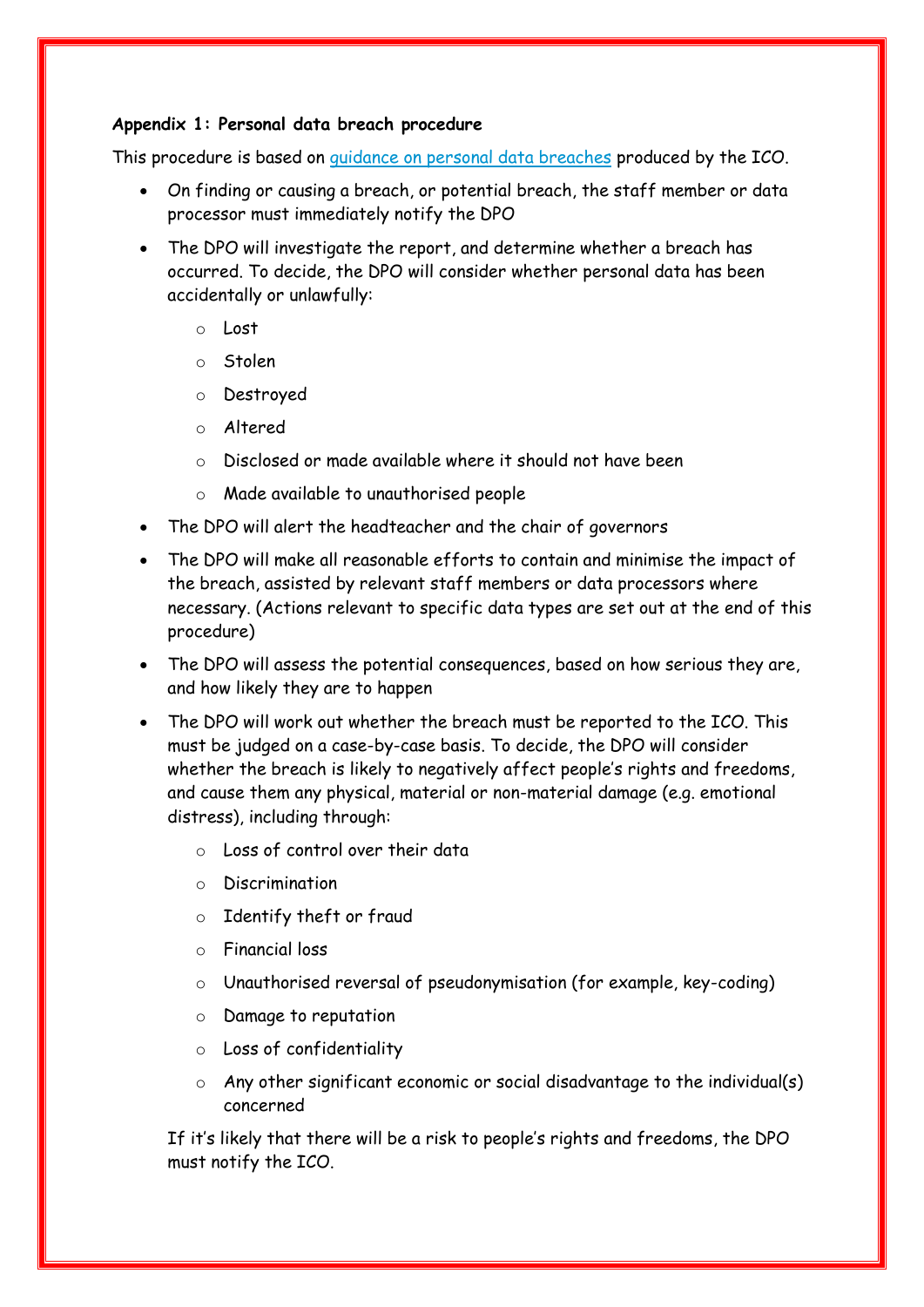**Appendix 1: Personal data breach procedure**

This procedure is based on [guidance on personal data breaches]() produced by the ICO.

- On finding or causing a breach, or potential breach, the staff member or data processor must immediately notify the DPO
- The DPO will investigate the report, and determine whether a breach has occurred. To decide, the DPO will consider whether personal data has been accidentally or unlawfully:
    - Lost
    - Stolen
    - Destroyed
    - Altered
    - Disclosed or made available where it should not have been
    - Made available to unauthorised people
- The DPO will alert the headteacher and the chair of governors
- The DPO will make all reasonable efforts to contain and minimise the impact of the breach, assisted by relevant staff members or data processors where necessary. (Actions relevant to specific data types are set out at the end of this procedure)
- The DPO will assess the potential consequences, based on how serious they are, and how likely they are to happen
- The DPO will work out whether the breach must be reported to the ICO. This must be judged on a case-by-case basis. To decide, the DPO will consider whether the breach is likely to negatively affect people's rights and freedoms, and cause them any physical, material or non-material damage (e.g. emotional distress), including through:
    - Loss of control over their data
    - Discrimination
    - Identify theft or fraud
    - Financial loss
    - Unauthorised reversal of pseudonymisation (for example, key-coding)
    - Damage to reputation
    - Loss of confidentiality
    - Any other significant economic or social disadvantage to the individual(s) concerned

  If it's likely that there will be a risk to people's rights and freedoms, the DPO must notify the ICO.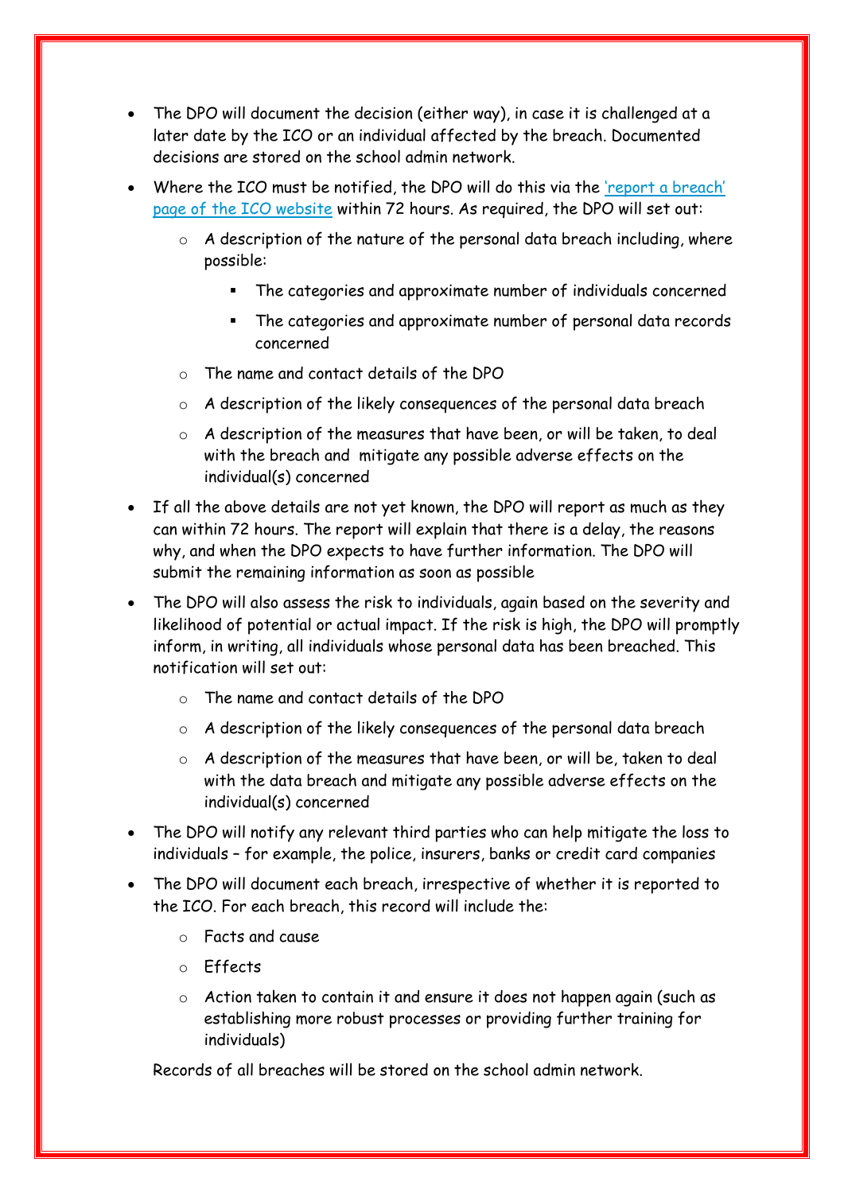- The DPO will document the decision (either way), in case it is challenged at a later date by the ICO or an individual affected by the breach. Documented decisions are stored on the school admin network.
- Where the ICO must be notified, the DPO will do this via the ['report a breach' page of the ICO website]() within 72 hours. As required, the DPO will set out:
    - A description of the nature of the personal data breach including, where possible:
        - The categories and approximate number of individuals concerned
        - The categories and approximate number of personal data records concerned
    - The name and contact details of the DPO
    - A description of the likely consequences of the personal data breach
    - A description of the measures that have been, or will be taken, to deal with the breach and mitigate any possible adverse effects on the individual(s) concerned
- If all the above details are not yet known, the DPO will report as much as they can within 72 hours. The report will explain that there is a delay, the reasons why, and when the DPO expects to have further information. The DPO will submit the remaining information as soon as possible
- The DPO will also assess the risk to individuals, again based on the severity and likelihood of potential or actual impact. If the risk is high, the DPO will promptly inform, in writing, all individuals whose personal data has been breached. This notification will set out:
    - The name and contact details of the DPO
    - A description of the likely consequences of the personal data breach
    - A description of the measures that have been, or will be, taken to deal with the data breach and mitigate any possible adverse effects on the individual(s) concerned
- The DPO will notify any relevant third parties who can help mitigate the loss to individuals – for example, the police, insurers, banks or credit card companies
- The DPO will document each breach, irrespective of whether it is reported to the ICO. For each breach, this record will include the:
    - Facts and cause
    - Effects
    - Action taken to contain it and ensure it does not happen again (such as establishing more robust processes or providing further training for individuals)

  Records of all breaches will be stored on the school admin network.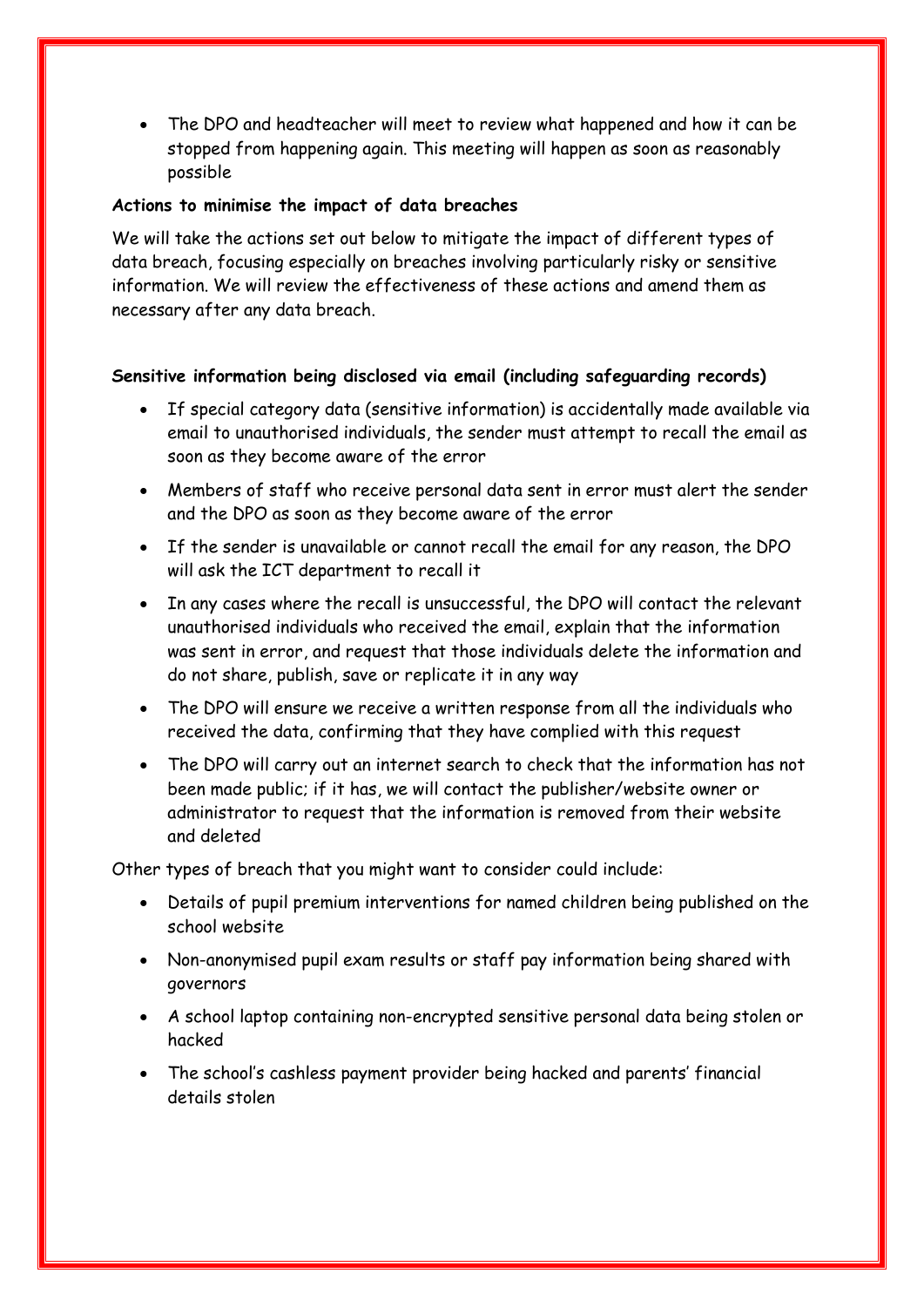- The DPO and headteacher will meet to review what happened and how it can be stopped from happening again. This meeting will happen as soon as reasonably possible

**Actions to minimise the impact of data breaches**

We will take the actions set out below to mitigate the impact of different types of data breach, focusing especially on breaches involving particularly risky or sensitive information. We will review the effectiveness of these actions and amend them as necessary after any data breach.

**Sensitive information being disclosed via email (including safeguarding records)**

- If special category data (sensitive information) is accidentally made available via email to unauthorised individuals, the sender must attempt to recall the email as soon as they become aware of the error
- Members of staff who receive personal data sent in error must alert the sender and the DPO as soon as they become aware of the error
- If the sender is unavailable or cannot recall the email for any reason, the DPO will ask the ICT department to recall it
- In any cases where the recall is unsuccessful, the DPO will contact the relevant unauthorised individuals who received the email, explain that the information was sent in error, and request that those individuals delete the information and do not share, publish, save or replicate it in any way
- The DPO will ensure we receive a written response from all the individuals who received the data, confirming that they have complied with this request
- The DPO will carry out an internet search to check that the information has not been made public; if it has, we will contact the publisher/website owner or administrator to request that the information is removed from their website and deleted

Other types of breach that you might want to consider could include:

- Details of pupil premium interventions for named children being published on the school website
- Non-anonymised pupil exam results or staff pay information being shared with governors
- A school laptop containing non-encrypted sensitive personal data being stolen or hacked
- The school's cashless payment provider being hacked and parents' financial details stolen